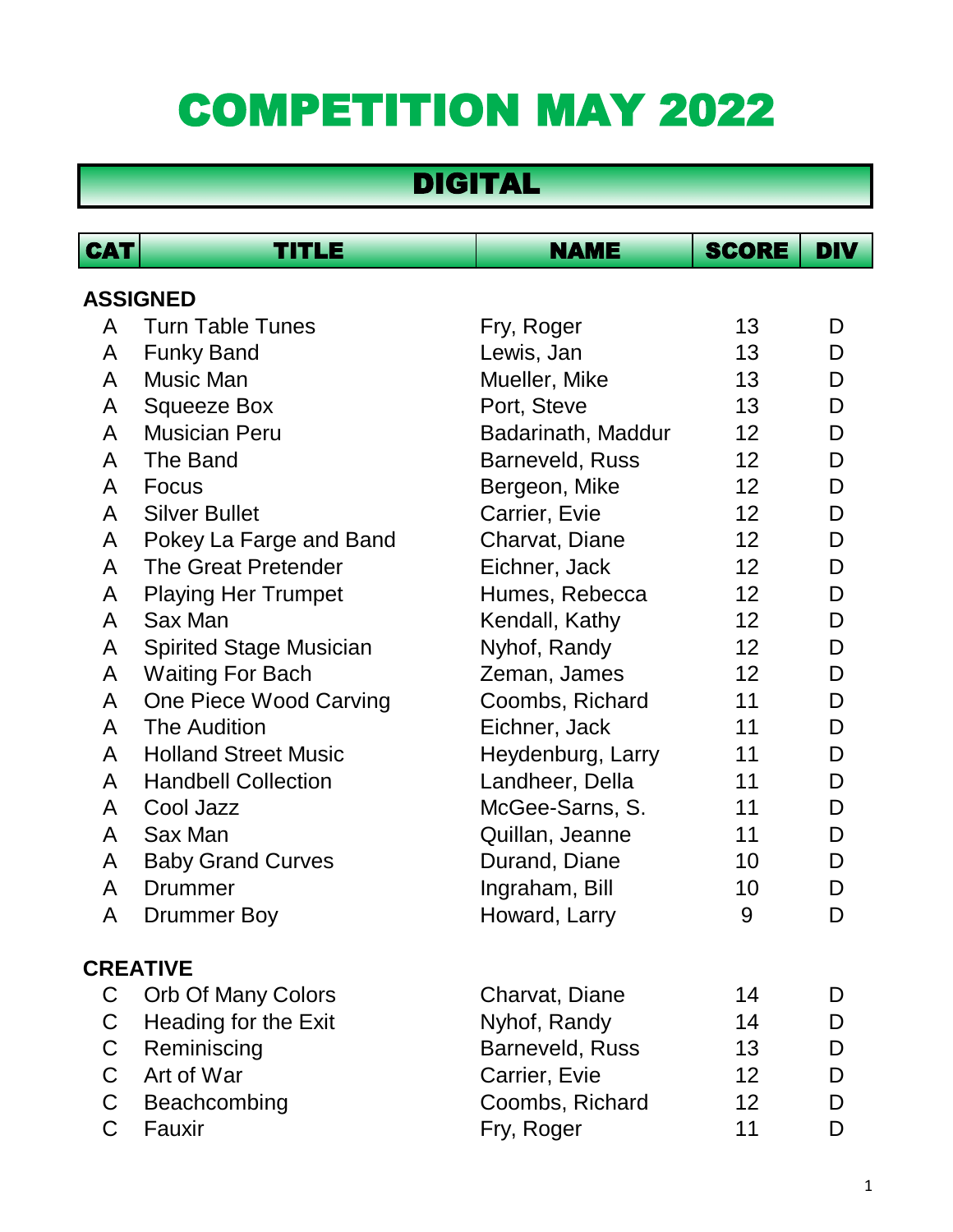# COMPETITION MAY 2022

## DIGITAL

| CAT | TITLE | NAME | SCORE | DIV |
|---|---|---|---|---|
| **ASSIGNED** | | | | |
| A | Turn Table Tunes | Fry, Roger | 13 | D |
| A | Funky Band | Lewis, Jan | 13 | D |
| A | Music Man | Mueller, Mike | 13 | D |
| A | Squeeze Box | Port, Steve | 13 | D |
| A | Musician Peru | Badarinath, Maddur | 12 | D |
| A | The Band | Barneveld, Russ | 12 | D |
| A | Focus | Bergeon, Mike | 12 | D |
| A | Silver Bullet | Carrier, Evie | 12 | D |
| A | Pokey La Farge and Band | Charvat, Diane | 12 | D |
| A | The Great Pretender | Eichner, Jack | 12 | D |
| A | Playing Her Trumpet | Humes, Rebecca | 12 | D |
| A | Sax Man | Kendall, Kathy | 12 | D |
| A | Spirited Stage Musician | Nyhof, Randy | 12 | D |
| A | Waiting For Bach | Zeman, James | 12 | D |
| A | One Piece Wood Carving | Coombs, Richard | 11 | D |
| A | The Audition | Eichner, Jack | 11 | D |
| A | Holland Street Music | Heydenburg, Larry | 11 | D |
| A | Handbell Collection | Landheer, Della | 11 | D |
| A | Cool Jazz | McGee-Sarns, S. | 11 | D |
| A | Sax Man | Quillan, Jeanne | 11 | D |
| A | Baby Grand Curves | Durand, Diane | 10 | D |
| A | Drummer | Ingraham, Bill | 10 | D |
| A | Drummer Boy | Howard, Larry | 9 | D |
| **CREATIVE** | | | | |
| C | Orb Of Many Colors | Charvat, Diane | 14 | D |
| C | Heading for the Exit | Nyhof, Randy | 14 | D |
| C | Reminiscing | Barneveld, Russ | 13 | D |
| C | Art of War | Carrier, Evie | 12 | D |
| C | Beachcombing | Coombs, Richard | 12 | D |
| C | Fauxir | Fry, Roger | 11 | D |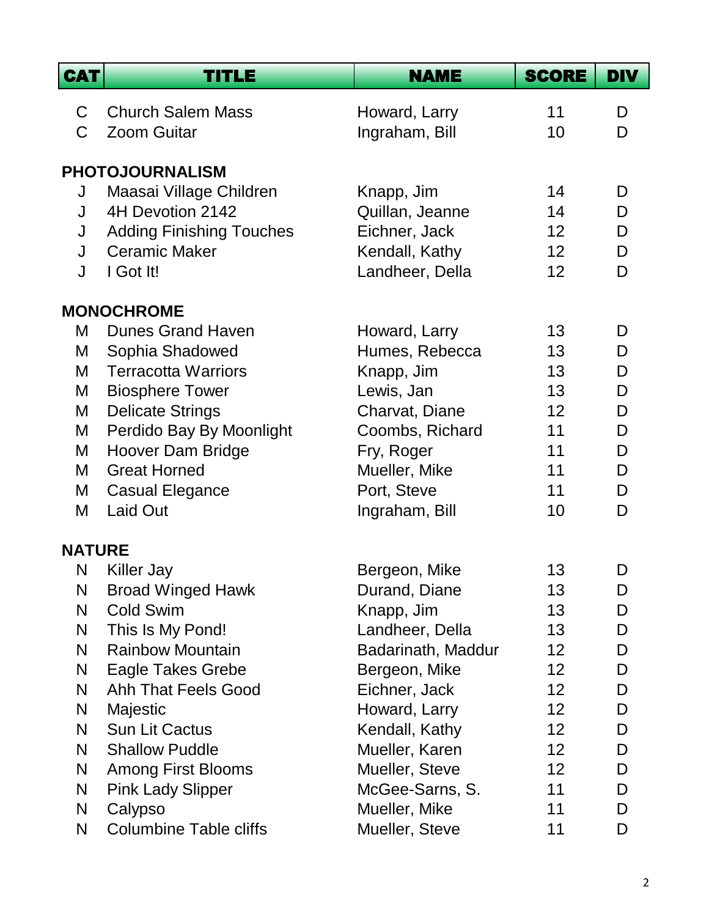| CAT | TITLE | NAME | SCORE | DIV |
|---|---|---|---|---|
| C | Church Salem Mass | Howard, Larry | 11 | D |
| C | Zoom Guitar | Ingraham, Bill | 10 | D |
| **PHOTOJOURNALISM** | | | | |
| J | Maasai Village Children | Knapp, Jim | 14 | D |
| J | 4H Devotion 2142 | Quillan, Jeanne | 14 | D |
| J | Adding Finishing Touches | Eichner, Jack | 12 | D |
| J | Ceramic Maker | Kendall, Kathy | 12 | D |
| J | I Got It! | Landheer, Della | 12 | D |
| **MONOCHROME** | | | | |
| M | Dunes Grand Haven | Howard, Larry | 13 | D |
| M | Sophia Shadowed | Humes, Rebecca | 13 | D |
| M | Terracotta Warriors | Knapp, Jim | 13 | D |
| M | Biosphere Tower | Lewis, Jan | 13 | D |
| M | Delicate Strings | Charvat, Diane | 12 | D |
| M | Perdido Bay By Moonlight | Coombs, Richard | 11 | D |
| M | Hoover Dam Bridge | Fry, Roger | 11 | D |
| M | Great Horned | Mueller, Mike | 11 | D |
| M | Casual Elegance | Port, Steve | 11 | D |
| M | Laid Out | Ingraham, Bill | 10 | D |
| **NATURE** | | | | |
| N | Killer Jay | Bergeon, Mike | 13 | D |
| N | Broad Winged Hawk | Durand, Diane | 13 | D |
| N | Cold Swim | Knapp, Jim | 13 | D |
| N | This Is My Pond! | Landheer, Della | 13 | D |
| N | Rainbow Mountain | Badarinath, Maddur | 12 | D |
| N | Eagle Takes Grebe | Bergeon, Mike | 12 | D |
| N | Ahh That Feels Good | Eichner, Jack | 12 | D |
| N | Majestic | Howard, Larry | 12 | D |
| N | Sun Lit Cactus | Kendall, Kathy | 12 | D |
| N | Shallow Puddle | Mueller, Karen | 12 | D |
| N | Among First Blooms | Mueller, Steve | 12 | D |
| N | Pink Lady Slipper | McGee-Sarns, S. | 11 | D |
| N | Calypso | Mueller, Mike | 11 | D |
| N | Columbine Table cliffs | Mueller, Steve | 11 | D |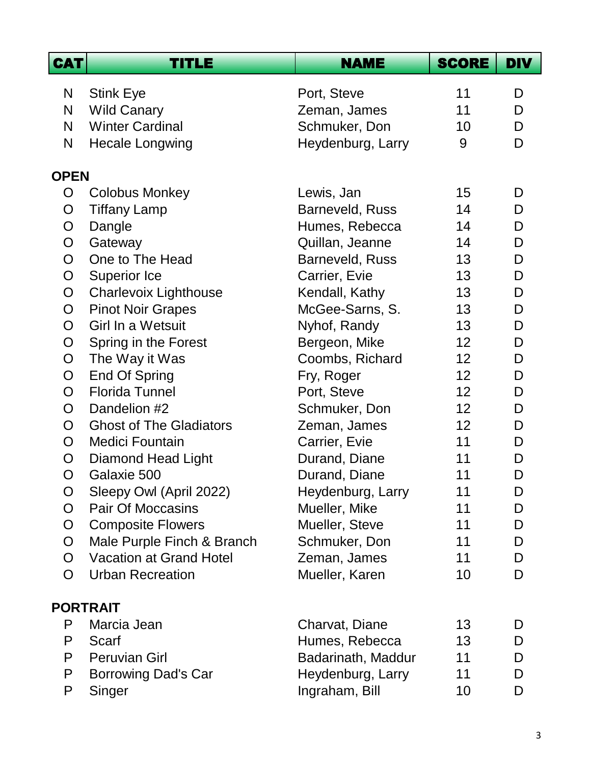| CAT | TITLE | NAME | SCORE | DIV |
|---|---|---|---|---|
| N | Stink Eye | Port, Steve | 11 | D |
| N | Wild Canary | Zeman, James | 11 | D |
| N | Winter Cardinal | Schmuker, Don | 10 | D |
| N | Hecale Longwing | Heydenburg, Larry | 9 | D |
| **OPEN** | | | | |
| O | Colobus Monkey | Lewis, Jan | 15 | D |
| O | Tiffany Lamp | Barneveld, Russ | 14 | D |
| O | Dangle | Humes, Rebecca | 14 | D |
| O | Gateway | Quillan, Jeanne | 14 | D |
| O | One to The Head | Barneveld, Russ | 13 | D |
| O | Superior Ice | Carrier, Evie | 13 | D |
| O | Charlevoix Lighthouse | Kendall, Kathy | 13 | D |
| O | Pinot Noir Grapes | McGee-Sarns, S. | 13 | D |
| O | Girl In a Wetsuit | Nyhof, Randy | 13 | D |
| O | Spring in the Forest | Bergeon, Mike | 12 | D |
| O | The Way it Was | Coombs, Richard | 12 | D |
| O | End Of Spring | Fry, Roger | 12 | D |
| O | Florida Tunnel | Port, Steve | 12 | D |
| O | Dandelion #2 | Schmuker, Don | 12 | D |
| O | Ghost of The Gladiators | Zeman, James | 12 | D |
| O | Medici Fountain | Carrier, Evie | 11 | D |
| O | Diamond Head Light | Durand, Diane | 11 | D |
| O | Galaxie 500 | Durand, Diane | 11 | D |
| O | Sleepy Owl (April 2022) | Heydenburg, Larry | 11 | D |
| O | Pair Of Moccasins | Mueller, Mike | 11 | D |
| O | Composite Flowers | Mueller, Steve | 11 | D |
| O | Male Purple Finch & Branch | Schmuker, Don | 11 | D |
| O | Vacation at Grand Hotel | Zeman, James | 11 | D |
| O | Urban Recreation | Mueller, Karen | 10 | D |
| **PORTRAIT** | | | | |
| P | Marcia Jean | Charvat, Diane | 13 | D |
| P | Scarf | Humes, Rebecca | 13 | D |
| P | Peruvian Girl | Badarinath, Maddur | 11 | D |
| P | Borrowing Dad's Car | Heydenburg, Larry | 11 | D |
| P | Singer | Ingraham, Bill | 10 | D |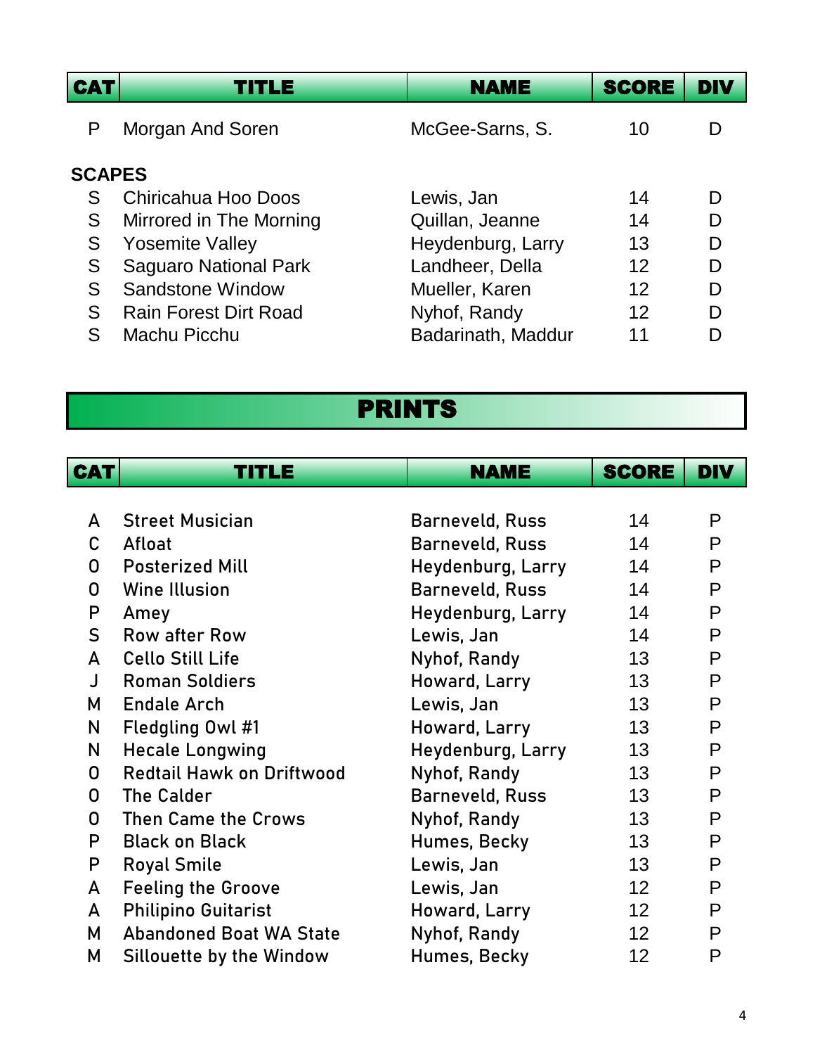| CAT | TITLE | NAME | SCORE | DIV |
|---|---|---|---|---|
| P | Morgan And Soren | McGee-Sarns, S. | 10 | D |
| **SCAPES** | | | | |
| S | Chiricahua Hoo Doos | Lewis, Jan | 14 | D |
| S | Mirrored in The Morning | Quillan, Jeanne | 14 | D |
| S | Yosemite Valley | Heydenburg, Larry | 13 | D |
| S | Saguaro National Park | Landheer, Della | 12 | D |
| S | Sandstone Window | Mueller, Karen | 12 | D |
| S | Rain Forest Dirt Road | Nyhof, Randy | 12 | D |
| S | Machu Picchu | Badarinath, Maddur | 11 | D |

## PRINTS

| CAT | TITLE | NAME | SCORE | DIV |
|---|---|---|---|---|
| A | Street Musician | Barneveld, Russ | 14 | P |
| C | Afloat | Barneveld, Russ | 14 | P |
| O | Posterized Mill | Heydenburg, Larry | 14 | P |
| O | Wine Illusion | Barneveld, Russ | 14 | P |
| P | Amey | Heydenburg, Larry | 14 | P |
| S | Row after Row | Lewis, Jan | 14 | P |
| A | Cello Still Life | Nyhof, Randy | 13 | P |
| J | Roman Soldiers | Howard, Larry | 13 | P |
| M | Endale Arch | Lewis, Jan | 13 | P |
| N | Fledgling Owl #1 | Howard, Larry | 13 | P |
| N | Hecale Longwing | Heydenburg, Larry | 13 | P |
| O | Redtail Hawk on Driftwood | Nyhof, Randy | 13 | P |
| O | The Calder | Barneveld, Russ | 13 | P |
| O | Then Came the Crows | Nyhof, Randy | 13 | P |
| P | Black on Black | Humes, Becky | 13 | P |
| P | Royal Smile | Lewis, Jan | 13 | P |
| A | Feeling the Groove | Lewis, Jan | 12 | P |
| A | Philipino Guitarist | Howard, Larry | 12 | P |
| M | Abandoned Boat WA State | Nyhof, Randy | 12 | P |
| M | Sillouette by the Window | Humes, Becky | 12 | P |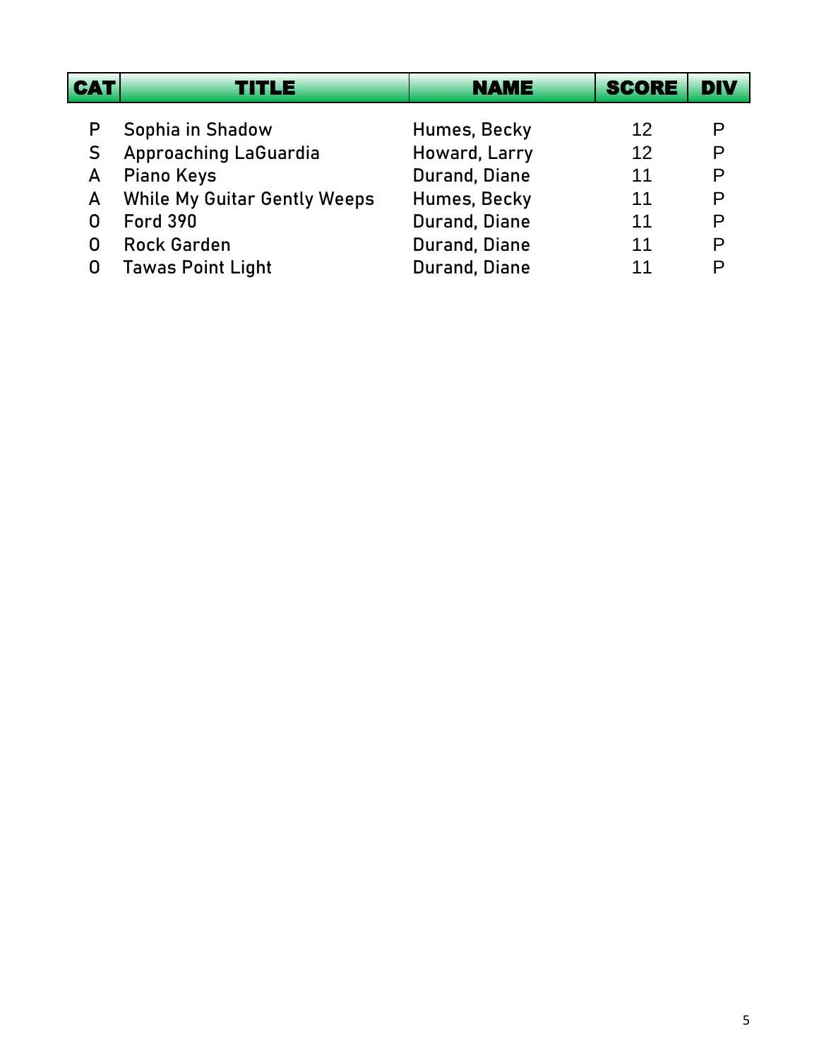| CAT | TITLE | NAME | SCORE | DIV |
|---|---|---|---|---|
| P | Sophia in Shadow | Humes, Becky | 12 | P |
| S | Approaching LaGuardia | Howard, Larry | 12 | P |
| A | Piano Keys | Durand, Diane | 11 | P |
| A | While My Guitar Gently Weeps | Humes, Becky | 11 | P |
| O | Ford 390 | Durand, Diane | 11 | P |
| O | Rock Garden | Durand, Diane | 11 | P |
| O | Tawas Point Light | Durand, Diane | 11 | P |